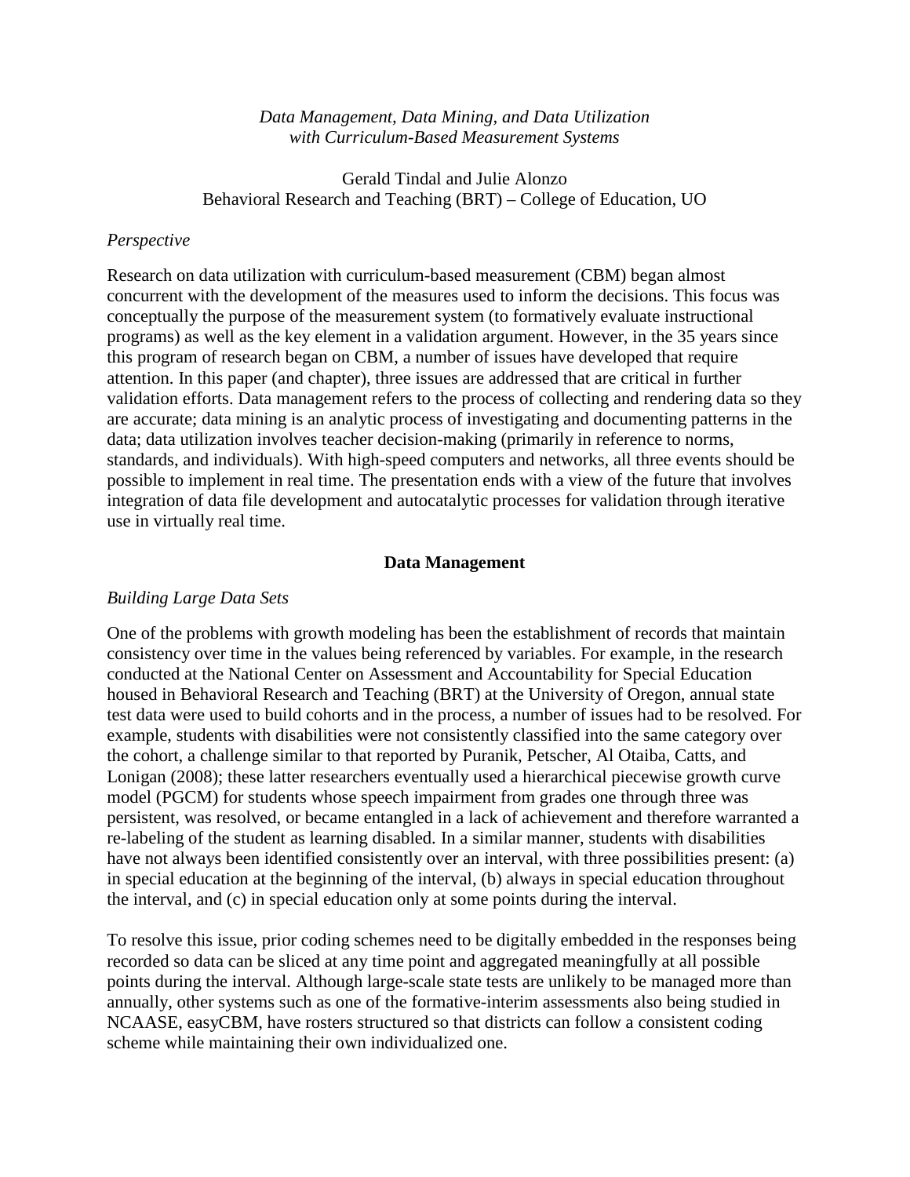*Data Management, Data Mining, and Data Utilization with Curriculum-Based Measurement Systems*

Gerald Tindal and Julie Alonzo
Behavioral Research and Teaching (BRT) – College of Education, UO

*Perspective*

Research on data utilization with curriculum-based measurement (CBM) began almost concurrent with the development of the measures used to inform the decisions. This focus was conceptually the purpose of the measurement system (to formatively evaluate instructional programs) as well as the key element in a validation argument. However, in the 35 years since this program of research began on CBM, a number of issues have developed that require attention. In this paper (and chapter), three issues are addressed that are critical in further validation efforts. Data management refers to the process of collecting and rendering data so they are accurate; data mining is an analytic process of investigating and documenting patterns in the data; data utilization involves teacher decision-making (primarily in reference to norms, standards, and individuals). With high-speed computers and networks, all three events should be possible to implement in real time. The presentation ends with a view of the future that involves integration of data file development and autocatalytic processes for validation through iterative use in virtually real time.

## Data Management

*Building Large Data Sets*

One of the problems with growth modeling has been the establishment of records that maintain consistency over time in the values being referenced by variables. For example, in the research conducted at the National Center on Assessment and Accountability for Special Education housed in Behavioral Research and Teaching (BRT) at the University of Oregon, annual state test data were used to build cohorts and in the process, a number of issues had to be resolved. For example, students with disabilities were not consistently classified into the same category over the cohort, a challenge similar to that reported by Puranik, Petscher, Al Otaiba, Catts, and Lonigan (2008); these latter researchers eventually used a hierarchical piecewise growth curve model (PGCM) for students whose speech impairment from grades one through three was persistent, was resolved, or became entangled in a lack of achievement and therefore warranted a re-labeling of the student as learning disabled. In a similar manner, students with disabilities have not always been identified consistently over an interval, with three possibilities present: (a) in special education at the beginning of the interval, (b) always in special education throughout the interval, and (c) in special education only at some points during the interval.

To resolve this issue, prior coding schemes need to be digitally embedded in the responses being recorded so data can be sliced at any time point and aggregated meaningfully at all possible points during the interval. Although large-scale state tests are unlikely to be managed more than annually, other systems such as one of the formative-interim assessments also being studied in NCAASE, easyCBM, have rosters structured so that districts can follow a consistent coding scheme while maintaining their own individualized one.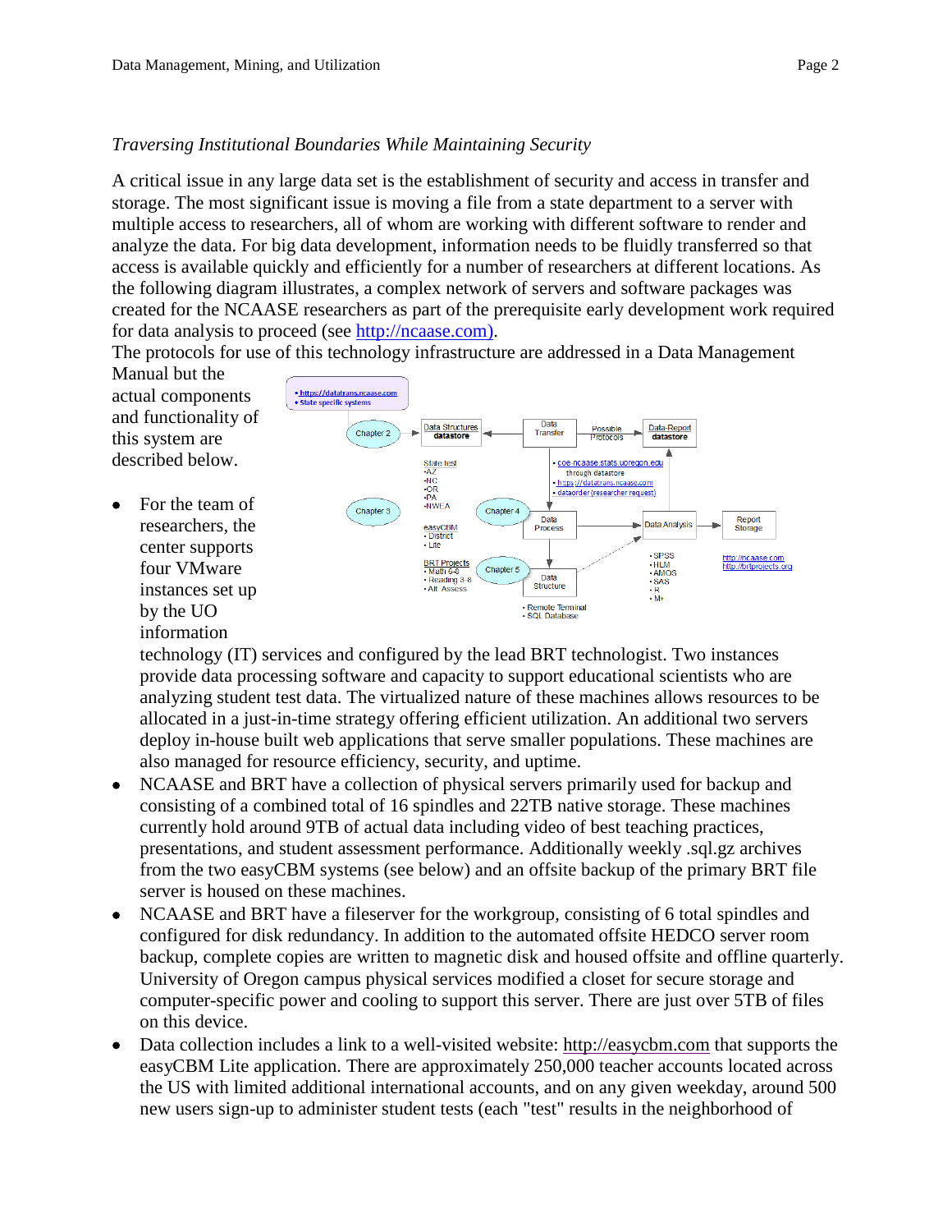*Traversing Institutional Boundaries While Maintaining Security*

A critical issue in any large data set is the establishment of security and access in transfer and storage. The most significant issue is moving a file from a state department to a server with multiple access to researchers, all of whom are working with different software to render and analyze the data. For big data development, information needs to be fluidly transferred so that access is available quickly and efficiently for a number of researchers at different locations. As the following diagram illustrates, a complex network of servers and software packages was created for the NCAASE researchers as part of the prerequisite early development work required for data analysis to proceed (see http://ncaase.com).

The protocols for use of this technology infrastructure are addressed in a Data Management Manual but the actual components and functionality of this system are described below.

- For the team of researchers, the center supports four VMware instances set up by the UO information technology (IT) services and configured by the lead BRT technologist. Two instances provide data processing software and capacity to support educational scientists who are analyzing student test data. The virtualized nature of these machines allows resources to be allocated in a just-in-time strategy offering efficient utilization. An additional two servers deploy in-house built web applications that serve smaller populations. These machines are also managed for resource efficiency, security, and uptime.
- NCAASE and BRT have a collection of physical servers primarily used for backup and consisting of a combined total of 16 spindles and 22TB native storage. These machines currently hold around 9TB of actual data including video of best teaching practices, presentations, and student assessment performance. Additionally weekly .sql.gz archives from the two easyCBM systems (see below) and an offsite backup of the primary BRT file server is housed on these machines.
- NCAASE and BRT have a fileserver for the workgroup, consisting of 6 total spindles and configured for disk redundancy. In addition to the automated offsite HEDCO server room backup, complete copies are written to magnetic disk and housed offsite and offline quarterly. University of Oregon campus physical services modified a closet for secure storage and computer-specific power and cooling to support this server. There are just over 5TB of files on this device.
- Data collection includes a link to a well-visited website: http://easycbm.com that supports the easyCBM Lite application. There are approximately 250,000 teacher accounts located across the US with limited additional international accounts, and on any given weekday, around 500 new users sign-up to administer student tests (each "test" results in the neighborhood of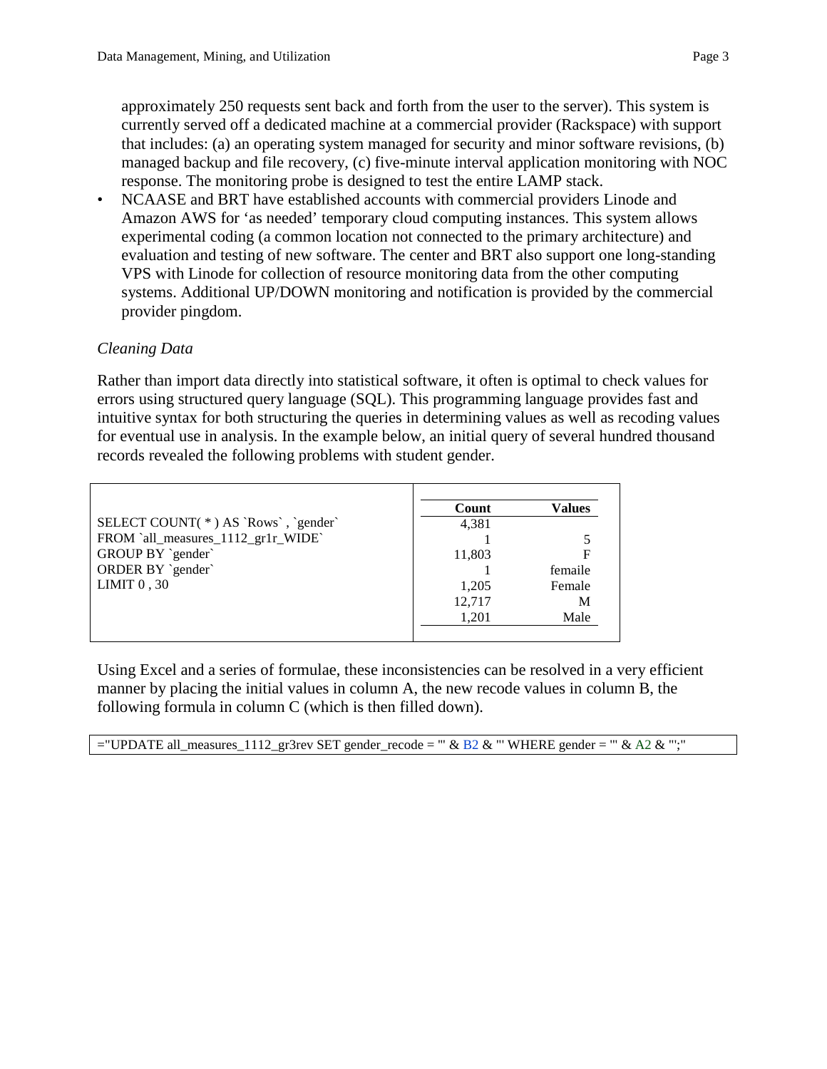approximately 250 requests sent back and forth from the user to the server). This system is currently served off a dedicated machine at a commercial provider (Rackspace) with support that includes: (a) an operating system managed for security and minor software revisions, (b) managed backup and file recovery, (c) five-minute interval application monitoring with NOC response. The monitoring probe is designed to test the entire LAMP stack.

- NCAASE and BRT have established accounts with commercial providers Linode and Amazon AWS for 'as needed' temporary cloud computing instances. This system allows experimental coding (a common location not connected to the primary architecture) and evaluation and testing of new software. The center and BRT also support one long-standing VPS with Linode for collection of resource monitoring data from the other computing systems. Additional UP/DOWN monitoring and notification is provided by the commercial provider pingdom.

*Cleaning Data*

Rather than import data directly into statistical software, it often is optimal to check values for errors using structured query language (SQL). This programming language provides fast and intuitive syntax for both structuring the queries in determining values as well as recoding values for eventual use in analysis. In the example below, an initial query of several hundred thousand records revealed the following problems with student gender.

```
SELECT COUNT( * ) AS `Rows` , `gender`
FROM `all_measures_1112_gr1r_WIDE`
GROUP BY `gender`
ORDER BY `gender`
LIMIT 0 , 30
```

| Count | Values |
|---|---|
| 4,381 | |
| 1 | 5 |
| 11,803 | F |
| 1 | femaile |
| 1,205 | Female |
| 12,717 | M |
| 1,201 | Male |

Using Excel and a series of formulae, these inconsistencies can be resolved in a very efficient manner by placing the initial values in column A, the new recode values in column B, the following formula in column C (which is then filled down).

```
="UPDATE all_measures_1112_gr3rev SET gender_recode = '" & B2 & "' WHERE gender = '" & A2 & "';"
```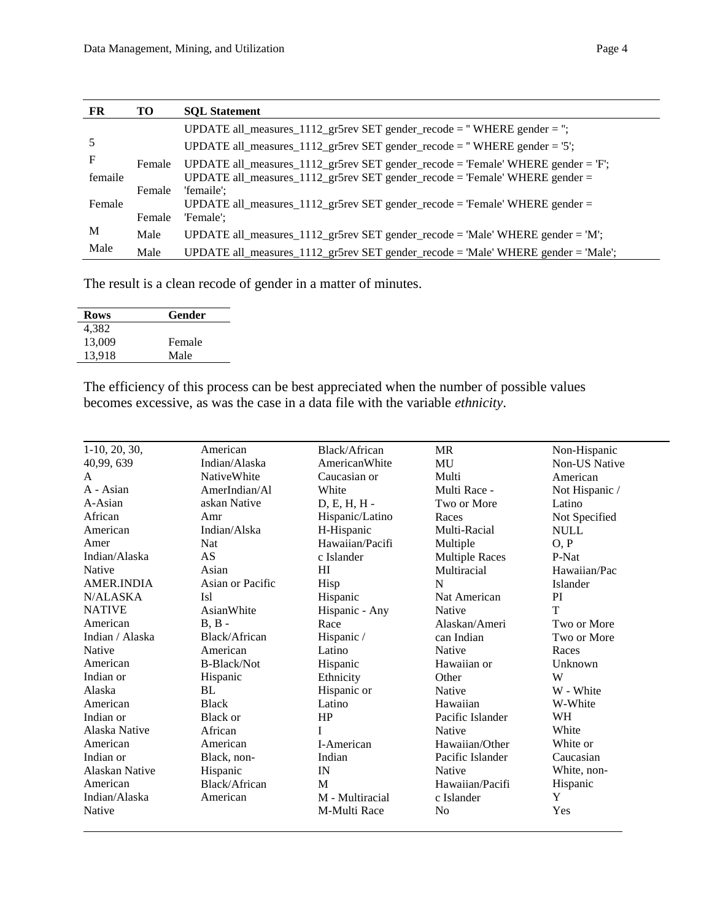| FR | TO | SQL Statement |
|---|---|---|
| | | UPDATE all_measures_1112_gr5rev SET gender_recode = '' WHERE gender = ''; |
| 5 | | UPDATE all_measures_1112_gr5rev SET gender_recode = '' WHERE gender = '5'; |
| F | Female | UPDATE all_measures_1112_gr5rev SET gender_recode = 'Female' WHERE gender = 'F'; |
| femaile | Female | UPDATE all_measures_1112_gr5rev SET gender_recode = 'Female' WHERE gender = 'femaile'; |
| Female | Female | UPDATE all_measures_1112_gr5rev SET gender_recode = 'Female' WHERE gender = 'Female'; |
| M | Male | UPDATE all_measures_1112_gr5rev SET gender_recode = 'Male' WHERE gender = 'M'; |
| Male | Male | UPDATE all_measures_1112_gr5rev SET gender_recode = 'Male' WHERE gender = 'Male'; |

The result is a clean recode of gender in a matter of minutes.

| Rows | Gender |
|---|---|
| 4,382 | |
| 13,009 | Female |
| 13,918 | Male |

The efficiency of this process can be best appreciated when the number of possible values becomes excessive, as was the case in a data file with the variable *ethnicity*.

| | | | | |
|---|---|---|---|---|
| 1-10, 20, 30, 40,99, 639<br>A<br>A - Asian<br>A-Asian<br>African American<br>Amer Indian/Alaska Native<br>AMER.INDIA N/ALASKA NATIVE<br>American Indian / Alaska Native<br>American Indian or Alaska<br>American Indian or Alaska Native<br>American Indian or Alaskan Native<br>American Indian/Alaska Native | American Indian/Alaska NativeWhite<br>AmerIndian/Alaskan Native<br>Amr Indian/Alska Nat<br>AS<br>Asian<br>Asian or Pacific Isl<br>AsianWhite<br>B, B -<br>Black/African American<br>B-Black/Not Hispanic<br>BL<br>Black<br>Black or African American<br>Black, non-Hispanic<br>Black/African American | Black/African AmericanWhite<br>Caucasian or White<br>D, E, H, H - Hispanic/Latino<br>H-Hispanic<br>Hawaiian/Pacific Islander<br>HI<br>Hisp<br>Hispanic<br>Hispanic - Any Race<br>Hispanic / Latino<br>Hispanic Ethnicity<br>Hispanic or Latino<br>HP<br>I<br>I-American Indian<br>IN<br>M<br>M - Multiracial<br>M-Multi Race | MR<br>MU<br>Multi<br>Multi Race - Two or More Races<br>Multi-Racial<br>Multiple<br>Multiple Races<br>Multiracial<br>N<br>Nat American Native<br>Alaskan/American Indian<br>Native Hawaiian or Other<br>Native Hawaiian<br>Pacific Islander<br>Native Hawaiian/Other Pacific Islander<br>Native Hawaiian/Pacific Islander<br>No | Non-Hispanic<br>Non-US Native American<br>Not Hispanic / Latino<br>Not Specified<br>NULL<br>O, P<br>P-Nat Hawaiian/Pac Islander<br>PI<br>T<br>Two or More<br>Two or More Races<br>Unknown<br>W<br>W - White<br>W-White<br>WH<br>White<br>White or Caucasian<br>White, non-Hispanic<br>Y<br>Yes |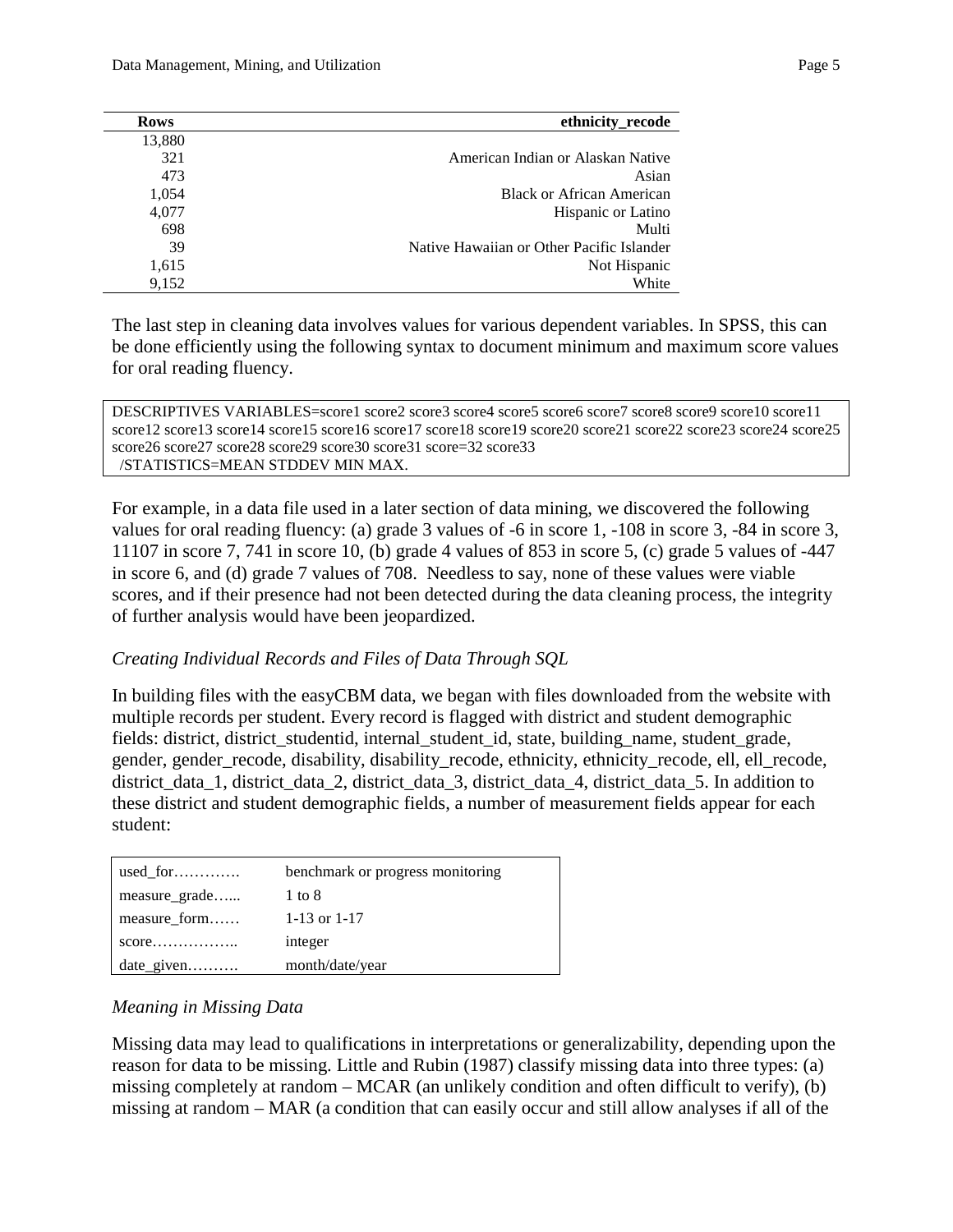| Rows | ethnicity_recode |
|---:|---:|
| 13,880 | |
| 321 | American Indian or Alaskan Native |
| 473 | Asian |
| 1,054 | Black or African American |
| 4,077 | Hispanic or Latino |
| 698 | Multi |
| 39 | Native Hawaiian or Other Pacific Islander |
| 1,615 | Not Hispanic |
| 9,152 | White |

The last step in cleaning data involves values for various dependent variables. In SPSS, this can be done efficiently using the following syntax to document minimum and maximum score values for oral reading fluency.

```
DESCRIPTIVES VARIABLES=score1 score2 score3 score4 score5 score6 score7 score8 score9 score10 score11
score12 score13 score14 score15 score16 score17 score18 score19 score20 score21 score22 score23 score24 score25
score26 score27 score28 score29 score30 score31 score=32 score33
  /STATISTICS=MEAN STDDEV MIN MAX.
```

For example, in a data file used in a later section of data mining, we discovered the following values for oral reading fluency: (a) grade 3 values of -6 in score 1, -108 in score 3, -84 in score 3, 11107 in score 7, 741 in score 10, (b) grade 4 values of 853 in score 5, (c) grade 5 values of -447 in score 6, and (d) grade 7 values of 708. Needless to say, none of these values were viable scores, and if their presence had not been detected during the data cleaning process, the integrity of further analysis would have been jeopardized.

*Creating Individual Records and Files of Data Through SQL*

In building files with the easyCBM data, we began with files downloaded from the website with multiple records per student. Every record is flagged with district and student demographic fields: district, district_studentid, internal_student_id, state, building_name, student_grade, gender, gender_recode, disability, disability_recode, ethnicity, ethnicity_recode, ell, ell_recode, district_data_1, district_data_2, district_data_3, district_data_4, district_data_5. In addition to these district and student demographic fields, a number of measurement fields appear for each student:

| | |
|---|---|
| used_for…………. | benchmark or progress monitoring |
| measure_grade…... | 1 to 8 |
| measure_form…… | 1-13 or 1-17 |
| score…………….. | integer |
| date_given………. | month/date/year |

*Meaning in Missing Data*

Missing data may lead to qualifications in interpretations or generalizability, depending upon the reason for data to be missing. Little and Rubin (1987) classify missing data into three types: (a) missing completely at random – MCAR (an unlikely condition and often difficult to verify), (b) missing at random – MAR (a condition that can easily occur and still allow analyses if all of the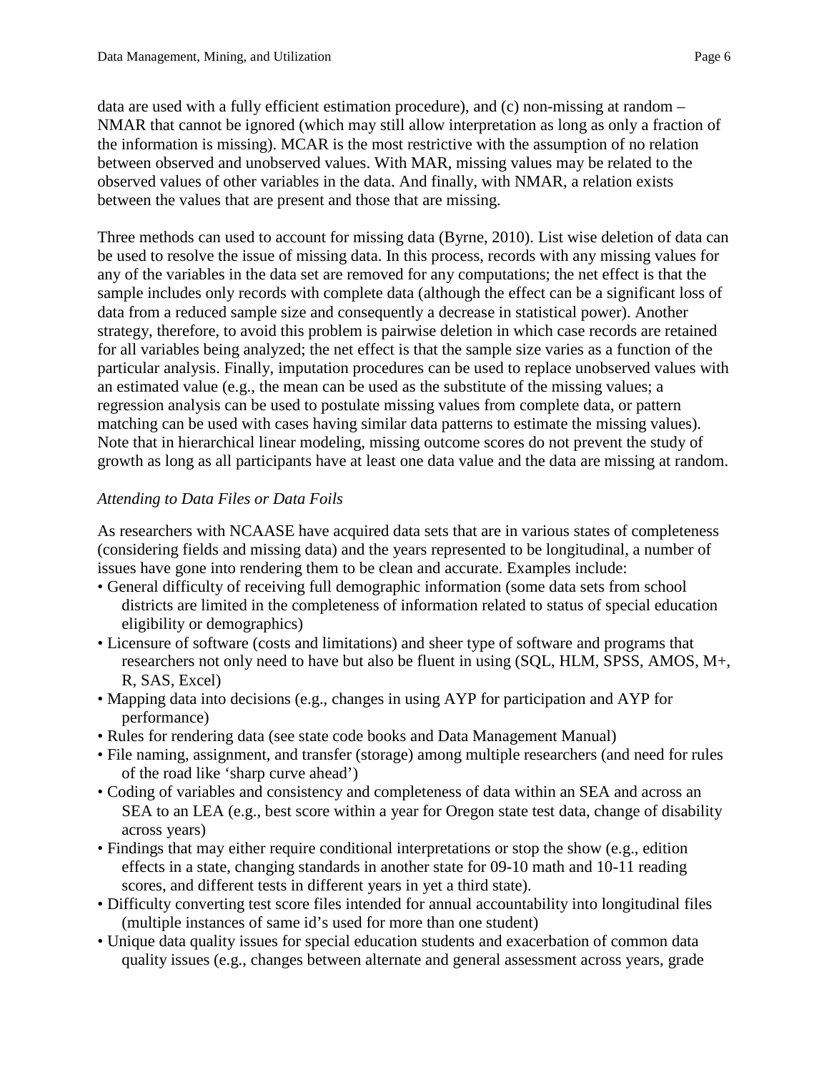data are used with a fully efficient estimation procedure), and (c) non-missing at random – NMAR that cannot be ignored (which may still allow interpretation as long as only a fraction of the information is missing). MCAR is the most restrictive with the assumption of no relation between observed and unobserved values. With MAR, missing values may be related to the observed values of other variables in the data. And finally, with NMAR, a relation exists between the values that are present and those that are missing.

Three methods can used to account for missing data (Byrne, 2010). List wise deletion of data can be used to resolve the issue of missing data. In this process, records with any missing values for any of the variables in the data set are removed for any computations; the net effect is that the sample includes only records with complete data (although the effect can be a significant loss of data from a reduced sample size and consequently a decrease in statistical power). Another strategy, therefore, to avoid this problem is pairwise deletion in which case records are retained for all variables being analyzed; the net effect is that the sample size varies as a function of the particular analysis. Finally, imputation procedures can be used to replace unobserved values with an estimated value (e.g., the mean can be used as the substitute of the missing values; a regression analysis can be used to postulate missing values from complete data, or pattern matching can be used with cases having similar data patterns to estimate the missing values). Note that in hierarchical linear modeling, missing outcome scores do not prevent the study of growth as long as all participants have at least one data value and the data are missing at random.

*Attending to Data Files or Data Foils*

As researchers with NCAASE have acquired data sets that are in various states of completeness (considering fields and missing data) and the years represented to be longitudinal, a number of issues have gone into rendering them to be clean and accurate. Examples include:

- General difficulty of receiving full demographic information (some data sets from school districts are limited in the completeness of information related to status of special education eligibility or demographics)
- Licensure of software (costs and limitations) and sheer type of software and programs that researchers not only need to have but also be fluent in using (SQL, HLM, SPSS, AMOS, M+, R, SAS, Excel)
- Mapping data into decisions (e.g., changes in using AYP for participation and AYP for performance)
- Rules for rendering data (see state code books and Data Management Manual)
- File naming, assignment, and transfer (storage) among multiple researchers (and need for rules of the road like 'sharp curve ahead')
- Coding of variables and consistency and completeness of data within an SEA and across an SEA to an LEA (e.g., best score within a year for Oregon state test data, change of disability across years)
- Findings that may either require conditional interpretations or stop the show (e.g., edition effects in a state, changing standards in another state for 09-10 math and 10-11 reading scores, and different tests in different years in yet a third state).
- Difficulty converting test score files intended for annual accountability into longitudinal files (multiple instances of same id's used for more than one student)
- Unique data quality issues for special education students and exacerbation of common data quality issues (e.g., changes between alternate and general assessment across years, grade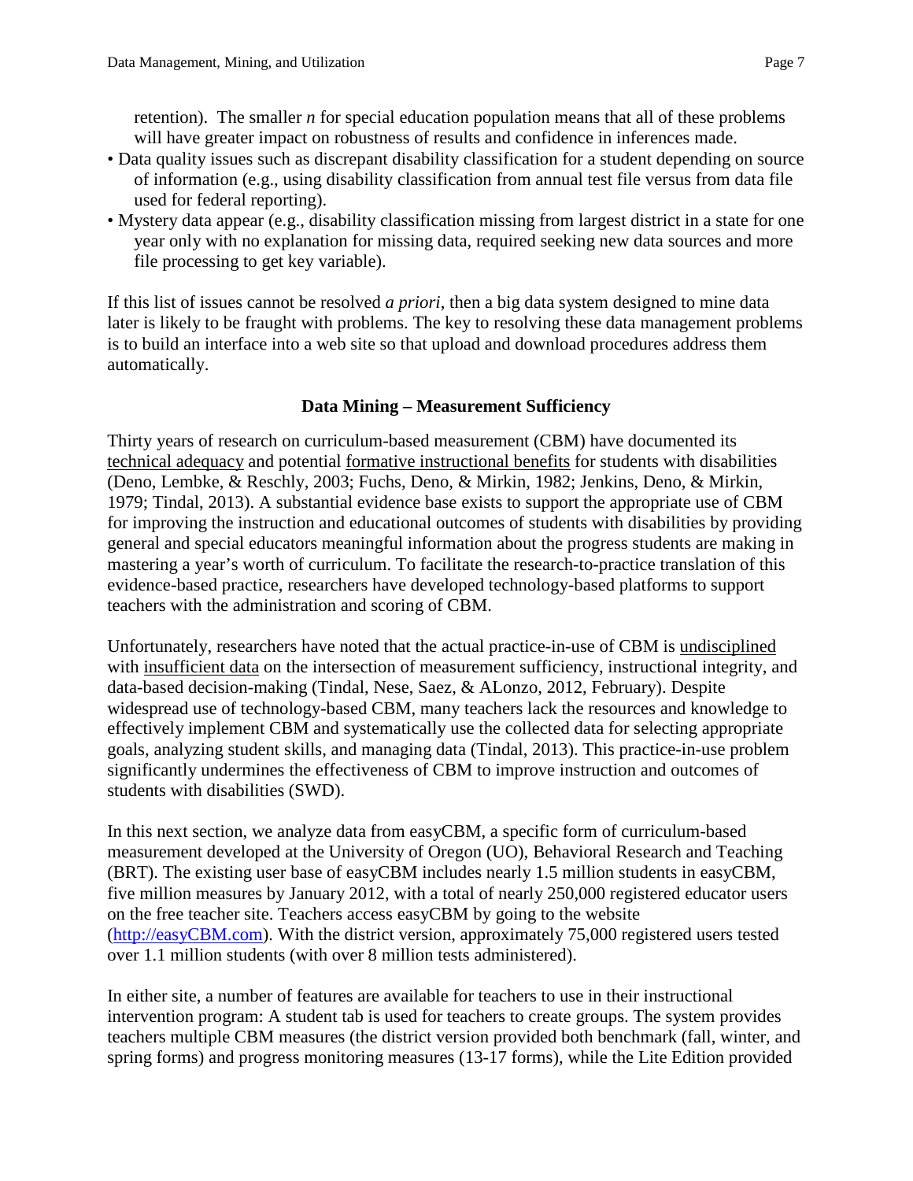retention). The smaller *n* for special education population means that all of these problems will have greater impact on robustness of results and confidence in inferences made.

- Data quality issues such as discrepant disability classification for a student depending on source of information (e.g., using disability classification from annual test file versus from data file used for federal reporting).
- Mystery data appear (e.g., disability classification missing from largest district in a state for one year only with no explanation for missing data, required seeking new data sources and more file processing to get key variable).

If this list of issues cannot be resolved *a priori*, then a big data system designed to mine data later is likely to be fraught with problems. The key to resolving these data management problems is to build an interface into a web site so that upload and download procedures address them automatically.

## Data Mining – Measurement Sufficiency

Thirty years of research on curriculum-based measurement (CBM) have documented its technical adequacy and potential formative instructional benefits for students with disabilities (Deno, Lembke, & Reschly, 2003; Fuchs, Deno, & Mirkin, 1982; Jenkins, Deno, & Mirkin, 1979; Tindal, 2013). A substantial evidence base exists to support the appropriate use of CBM for improving the instruction and educational outcomes of students with disabilities by providing general and special educators meaningful information about the progress students are making in mastering a year's worth of curriculum. To facilitate the research-to-practice translation of this evidence-based practice, researchers have developed technology-based platforms to support teachers with the administration and scoring of CBM.

Unfortunately, researchers have noted that the actual practice-in-use of CBM is undisciplined with insufficient data on the intersection of measurement sufficiency, instructional integrity, and data-based decision-making (Tindal, Nese, Saez, & ALonzo, 2012, February). Despite widespread use of technology-based CBM, many teachers lack the resources and knowledge to effectively implement CBM and systematically use the collected data for selecting appropriate goals, analyzing student skills, and managing data (Tindal, 2013). This practice-in-use problem significantly undermines the effectiveness of CBM to improve instruction and outcomes of students with disabilities (SWD).

In this next section, we analyze data from easyCBM, a specific form of curriculum-based measurement developed at the University of Oregon (UO), Behavioral Research and Teaching (BRT). The existing user base of easyCBM includes nearly 1.5 million students in easyCBM, five million measures by January 2012, with a total of nearly 250,000 registered educator users on the free teacher site. Teachers access easyCBM by going to the website (http://easyCBM.com). With the district version, approximately 75,000 registered users tested over 1.1 million students (with over 8 million tests administered).

In either site, a number of features are available for teachers to use in their instructional intervention program: A student tab is used for teachers to create groups. The system provides teachers multiple CBM measures (the district version provided both benchmark (fall, winter, and spring forms) and progress monitoring measures (13-17 forms), while the Lite Edition provided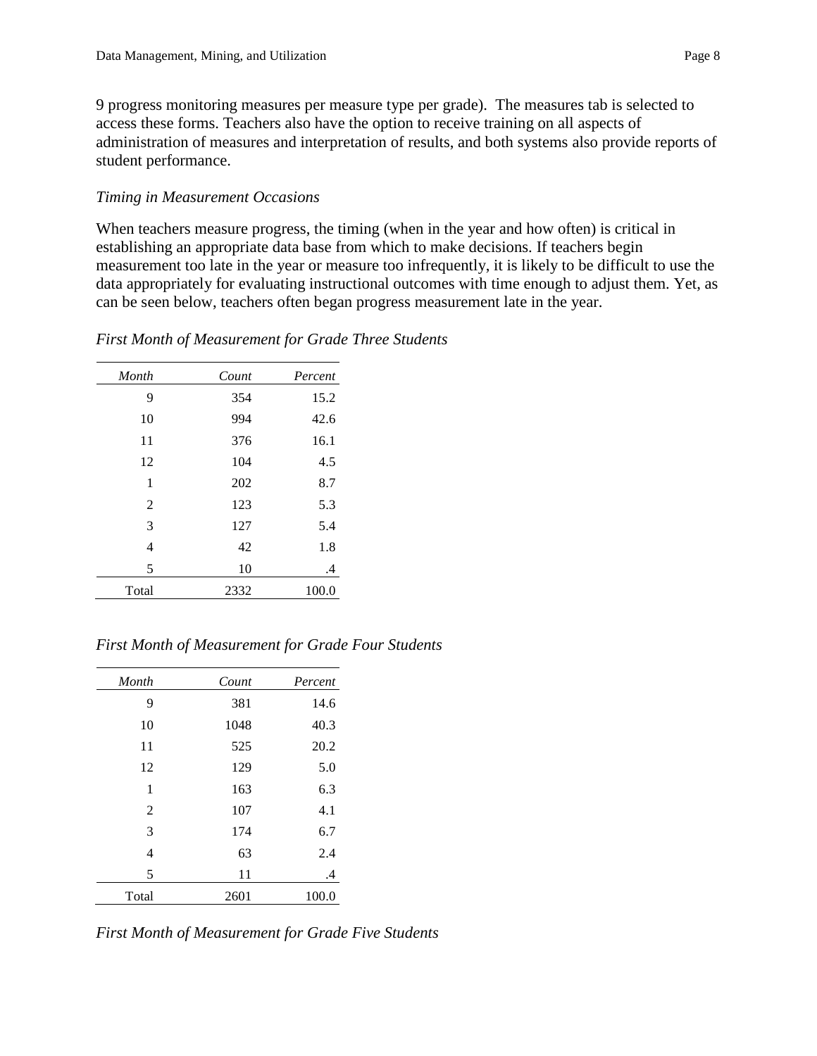9 progress monitoring measures per measure type per grade). The measures tab is selected to access these forms. Teachers also have the option to receive training on all aspects of administration of measures and interpretation of results, and both systems also provide reports of student performance.

*Timing in Measurement Occasions*

When teachers measure progress, the timing (when in the year and how often) is critical in establishing an appropriate data base from which to make decisions. If teachers begin measurement too late in the year or measure too infrequently, it is likely to be difficult to use the data appropriately for evaluating instructional outcomes with time enough to adjust them. Yet, as can be seen below, teachers often began progress measurement late in the year.

*First Month of Measurement for Grade Three Students*

| *Month* | *Count* | *Percent* |
|---|---|---|
| 9 | 354 | 15.2 |
| 10 | 994 | 42.6 |
| 11 | 376 | 16.1 |
| 12 | 104 | 4.5 |
| 1 | 202 | 8.7 |
| 2 | 123 | 5.3 |
| 3 | 127 | 5.4 |
| 4 | 42 | 1.8 |
| 5 | 10 | .4 |
| Total | 2332 | 100.0 |

*First Month of Measurement for Grade Four Students*

| *Month* | *Count* | *Percent* |
|---|---|---|
| 9 | 381 | 14.6 |
| 10 | 1048 | 40.3 |
| 11 | 525 | 20.2 |
| 12 | 129 | 5.0 |
| 1 | 163 | 6.3 |
| 2 | 107 | 4.1 |
| 3 | 174 | 6.7 |
| 4 | 63 | 2.4 |
| 5 | 11 | .4 |
| Total | 2601 | 100.0 |

*First Month of Measurement for Grade Five Students*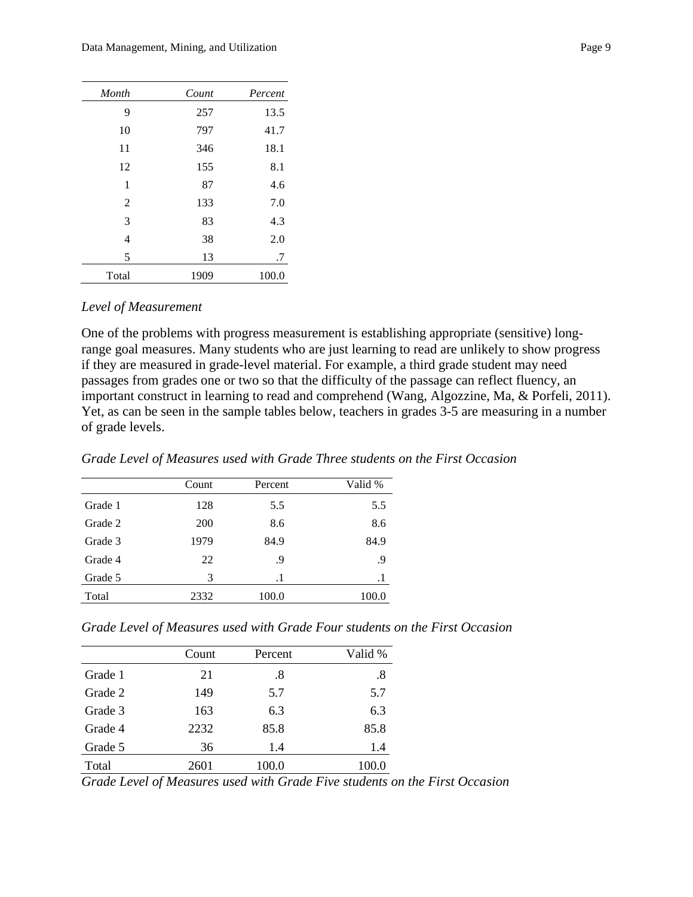| *Month* | *Count* | *Percent* |
| --- | --- | --- |
| 9 | 257 | 13.5 |
| 10 | 797 | 41.7 |
| 11 | 346 | 18.1 |
| 12 | 155 | 8.1 |
| 1 | 87 | 4.6 |
| 2 | 133 | 7.0 |
| 3 | 83 | 4.3 |
| 4 | 38 | 2.0 |
| 5 | 13 | .7 |
| Total | 1909 | 100.0 |

*Level of Measurement*

One of the problems with progress measurement is establishing appropriate (sensitive) long-range goal measures. Many students who are just learning to read are unlikely to show progress if they are measured in grade-level material. For example, a third grade student may need passages from grades one or two so that the difficulty of the passage can reflect fluency, an important construct in learning to read and comprehend (Wang, Algozzine, Ma, & Porfeli, 2011). Yet, as can be seen in the sample tables below, teachers in grades 3-5 are measuring in a number of grade levels.

*Grade Level of Measures used with Grade Three students on the First Occasion*

| | Count | Percent | Valid % |
| --- | --- | --- | --- |
| Grade 1 | 128 | 5.5 | 5.5 |
| Grade 2 | 200 | 8.6 | 8.6 |
| Grade 3 | 1979 | 84.9 | 84.9 |
| Grade 4 | 22 | .9 | .9 |
| Grade 5 | 3 | .1 | .1 |
| Total | 2332 | 100.0 | 100.0 |

*Grade Level of Measures used with Grade Four students on the First Occasion*

| | Count | Percent | Valid % |
| --- | --- | --- | --- |
| Grade 1 | 21 | .8 | .8 |
| Grade 2 | 149 | 5.7 | 5.7 |
| Grade 3 | 163 | 6.3 | 6.3 |
| Grade 4 | 2232 | 85.8 | 85.8 |
| Grade 5 | 36 | 1.4 | 1.4 |
| Total | 2601 | 100.0 | 100.0 |

*Grade Level of Measures used with Grade Five students on the First Occasion*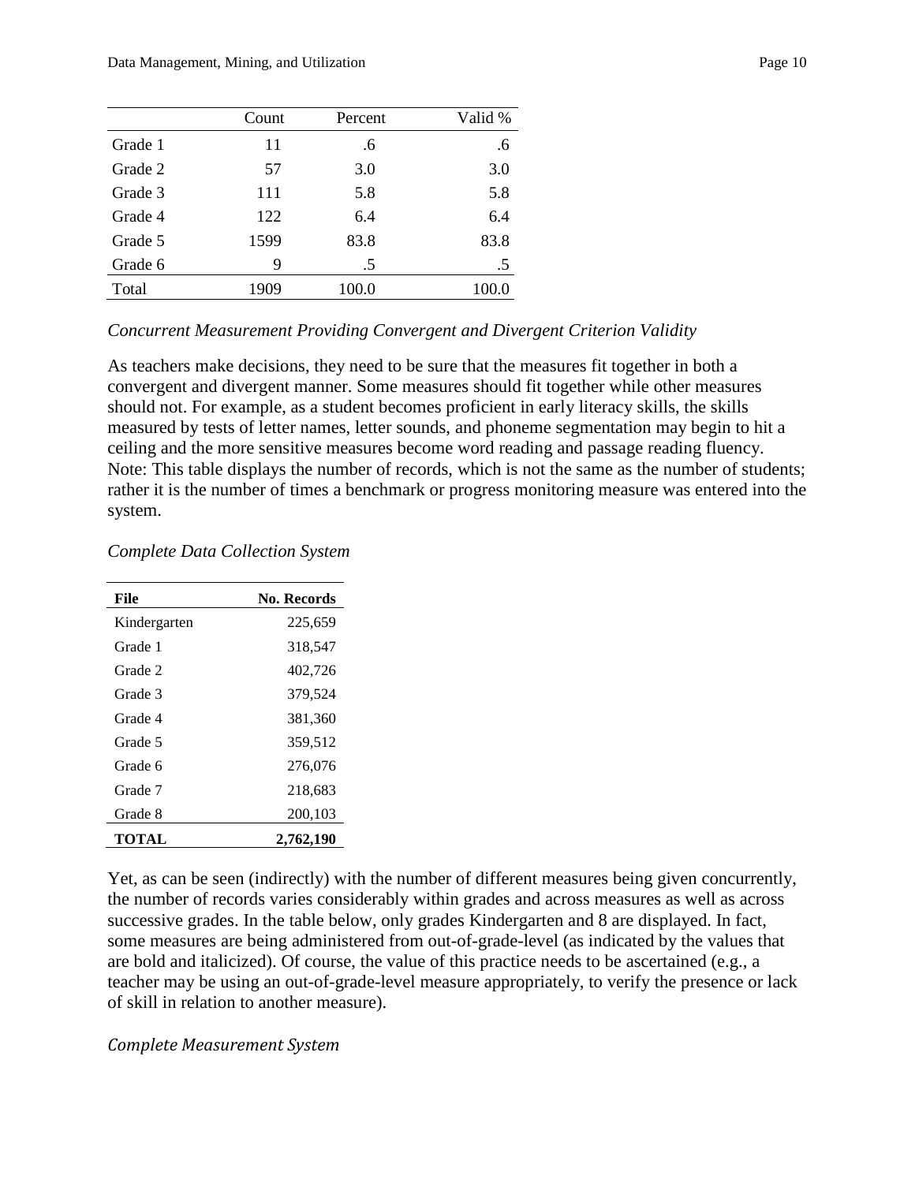| | Count | Percent | Valid % |
|---|---|---|---|
| Grade 1 | 11 | .6 | .6 |
| Grade 2 | 57 | 3.0 | 3.0 |
| Grade 3 | 111 | 5.8 | 5.8 |
| Grade 4 | 122 | 6.4 | 6.4 |
| Grade 5 | 1599 | 83.8 | 83.8 |
| Grade 6 | 9 | .5 | .5 |
| Total | 1909 | 100.0 | 100.0 |

*Concurrent Measurement Providing Convergent and Divergent Criterion Validity*

As teachers make decisions, they need to be sure that the measures fit together in both a convergent and divergent manner. Some measures should fit together while other measures should not. For example, as a student becomes proficient in early literacy skills, the skills measured by tests of letter names, letter sounds, and phoneme segmentation may begin to hit a ceiling and the more sensitive measures become word reading and passage reading fluency. Note: This table displays the number of records, which is not the same as the number of students; rather it is the number of times a benchmark or progress monitoring measure was entered into the system.

*Complete Data Collection System*

| **File** | **No. Records** |
|---|---|
| Kindergarten | 225,659 |
| Grade 1 | 318,547 |
| Grade 2 | 402,726 |
| Grade 3 | 379,524 |
| Grade 4 | 381,360 |
| Grade 5 | 359,512 |
| Grade 6 | 276,076 |
| Grade 7 | 218,683 |
| Grade 8 | 200,103 |
| **TOTAL** | **2,762,190** |

Yet, as can be seen (indirectly) with the number of different measures being given concurrently, the number of records varies considerably within grades and across measures as well as across successive grades. In the table below, only grades Kindergarten and 8 are displayed. In fact, some measures are being administered from out-of-grade-level (as indicated by the values that are bold and italicized). Of course, the value of this practice needs to be ascertained (e.g., a teacher may be using an out-of-grade-level measure appropriately, to verify the presence or lack of skill in relation to another measure).

*Complete Measurement System*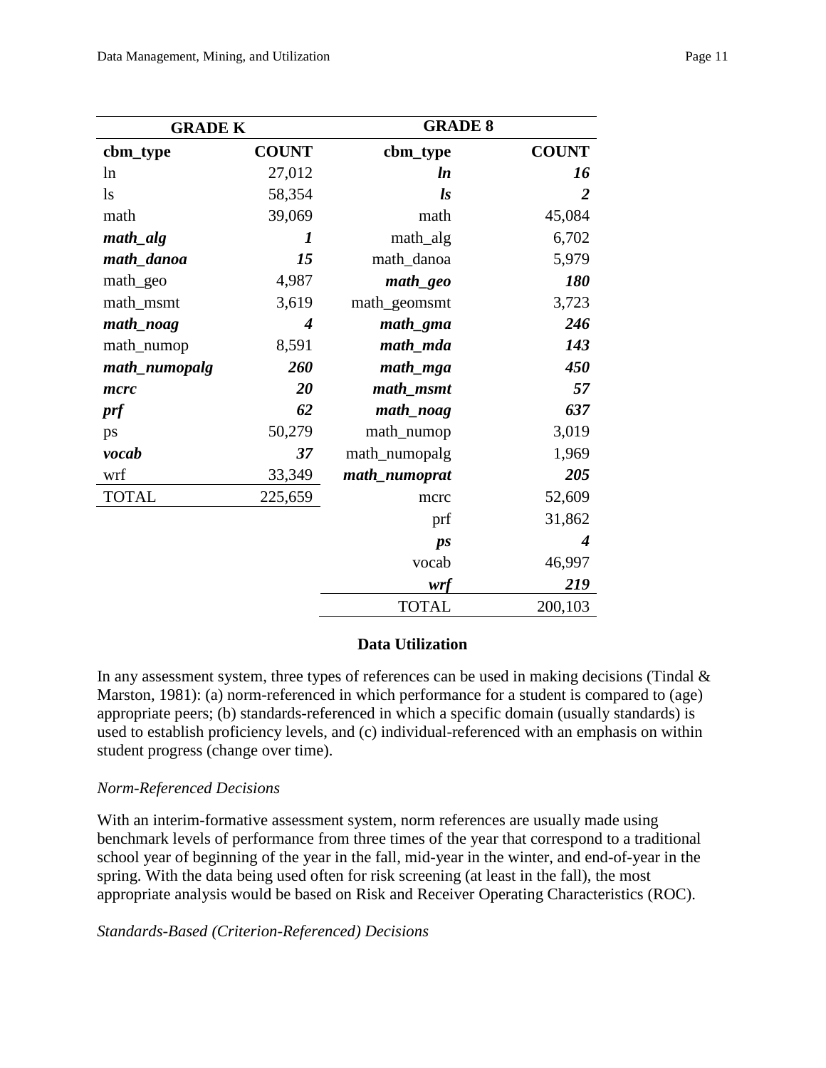| GRADE K | | GRADE 8 | |
|---|---|---|---|
| **cbm_type** | **COUNT** | **cbm_type** | **COUNT** |
| ln | 27,012 | ***ln*** | ***16*** |
| ls | 58,354 | ***ls*** | ***2*** |
| math | 39,069 | math | 45,084 |
| ***math_alg*** | ***1*** | math_alg | 6,702 |
| ***math_danoa*** | ***15*** | math_danoa | 5,979 |
| math_geo | 4,987 | ***math_geo*** | ***180*** |
| math_msmt | 3,619 | math_geomsmt | 3,723 |
| ***math_noag*** | ***4*** | ***math_gma*** | ***246*** |
| math_numop | 8,591 | ***math_mda*** | ***143*** |
| ***math_numopalg*** | ***260*** | ***math_mga*** | ***450*** |
| ***mcrc*** | ***20*** | ***math_msmt*** | ***57*** |
| ***prf*** | ***62*** | ***math_noag*** | ***637*** |
| ps | 50,279 | math_numop | 3,019 |
| ***vocab*** | ***37*** | math_numopalg | 1,969 |
| wrf | 33,349 | ***math_numoprat*** | ***205*** |
| TOTAL | 225,659 | mcrc | 52,609 |
| | | prf | 31,862 |
| | | ***ps*** | ***4*** |
| | | vocab | 46,997 |
| | | ***wrf*** | ***219*** |
| | | TOTAL | 200,103 |

## Data Utilization

In any assessment system, three types of references can be used in making decisions (Tindal & Marston, 1981): (a) norm-referenced in which performance for a student is compared to (age) appropriate peers; (b) standards-referenced in which a specific domain (usually standards) is used to establish proficiency levels, and (c) individual-referenced with an emphasis on within student progress (change over time).

### *Norm-Referenced Decisions*

With an interim-formative assessment system, norm references are usually made using benchmark levels of performance from three times of the year that correspond to a traditional school year of beginning of the year in the fall, mid-year in the winter, and end-of-year in the spring. With the data being used often for risk screening (at least in the fall), the most appropriate analysis would be based on Risk and Receiver Operating Characteristics (ROC).

### *Standards-Based (Criterion-Referenced) Decisions*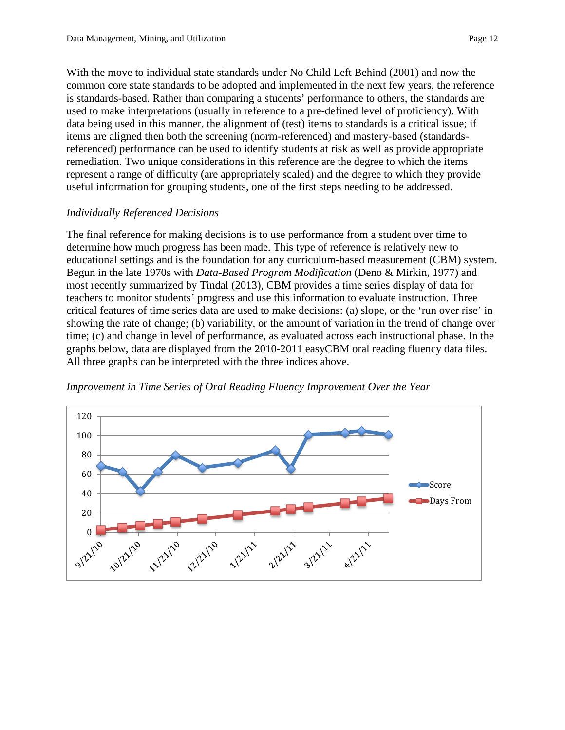With the move to individual state standards under No Child Left Behind (2001) and now the common core state standards to be adopted and implemented in the next few years, the reference is standards-based. Rather than comparing a students' performance to others, the standards are used to make interpretations (usually in reference to a pre-defined level of proficiency). With data being used in this manner, the alignment of (test) items to standards is a critical issue; if items are aligned then both the screening (norm-referenced) and mastery-based (standards-referenced) performance can be used to identify students at risk as well as provide appropriate remediation. Two unique considerations in this reference are the degree to which the items represent a range of difficulty (are appropriately scaled) and the degree to which they provide useful information for grouping students, one of the first steps needing to be addressed.

### *Individually Referenced Decisions*

The final reference for making decisions is to use performance from a student over time to determine how much progress has been made. This type of reference is relatively new to educational settings and is the foundation for any curriculum-based measurement (CBM) system. Begun in the late 1970s with *Data-Based Program Modification* (Deno & Mirkin, 1977) and most recently summarized by Tindal (2013), CBM provides a time series display of data for teachers to monitor students' progress and use this information to evaluate instruction. Three critical features of time series data are used to make decisions: (a) slope, or the 'run over rise' in showing the rate of change; (b) variability, or the amount of variation in the trend of change over time; (c) and change in level of performance, as evaluated across each instructional phase. In the graphs below, data are displayed from the 2010-2011 easyCBM oral reading fluency data files. All three graphs can be interpreted with the three indices above.

*Improvement in Time Series of Oral Reading Fluency Improvement Over the Year*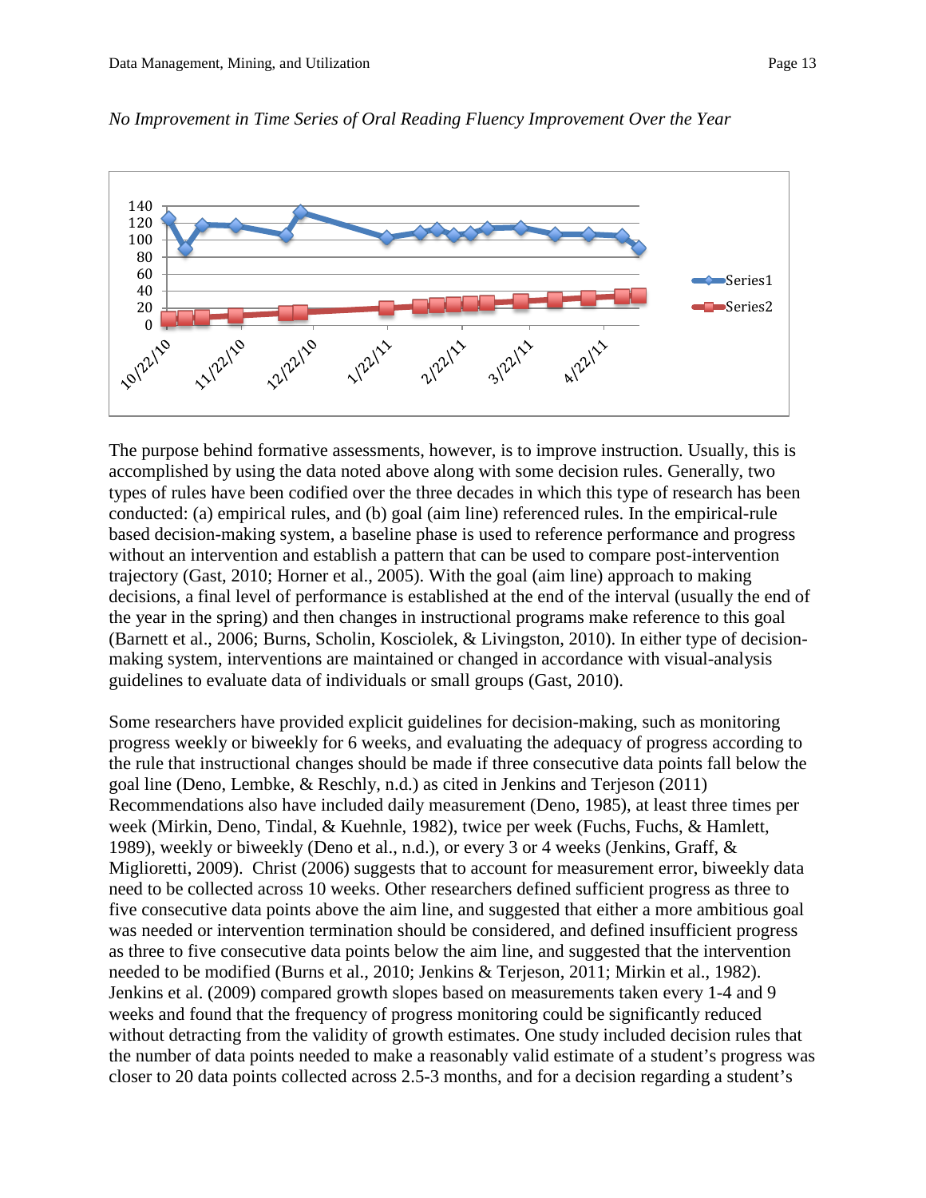*No Improvement in Time Series of Oral Reading Fluency Improvement Over the Year*

The purpose behind formative assessments, however, is to improve instruction. Usually, this is accomplished by using the data noted above along with some decision rules. Generally, two types of rules have been codified over the three decades in which this type of research has been conducted: (a) empirical rules, and (b) goal (aim line) referenced rules. In the empirical-rule based decision-making system, a baseline phase is used to reference performance and progress without an intervention and establish a pattern that can be used to compare post-intervention trajectory (Gast, 2010; Horner et al., 2005). With the goal (aim line) approach to making decisions, a final level of performance is established at the end of the interval (usually the end of the year in the spring) and then changes in instructional programs make reference to this goal (Barnett et al., 2006; Burns, Scholin, Kosciolek, & Livingston, 2010). In either type of decision-making system, interventions are maintained or changed in accordance with visual-analysis guidelines to evaluate data of individuals or small groups (Gast, 2010).

Some researchers have provided explicit guidelines for decision-making, such as monitoring progress weekly or biweekly for 6 weeks, and evaluating the adequacy of progress according to the rule that instructional changes should be made if three consecutive data points fall below the goal line (Deno, Lembke, & Reschly, n.d.) as cited in Jenkins and Terjeson (2011) Recommendations also have included daily measurement (Deno, 1985), at least three times per week (Mirkin, Deno, Tindal, & Kuehnle, 1982), twice per week (Fuchs, Fuchs, & Hamlett, 1989), weekly or biweekly (Deno et al., n.d.), or every 3 or 4 weeks (Jenkins, Graff, & Miglioretti, 2009). Christ (2006) suggests that to account for measurement error, biweekly data need to be collected across 10 weeks. Other researchers defined sufficient progress as three to five consecutive data points above the aim line, and suggested that either a more ambitious goal was needed or intervention termination should be considered, and defined insufficient progress as three to five consecutive data points below the aim line, and suggested that the intervention needed to be modified (Burns et al., 2010; Jenkins & Terjeson, 2011; Mirkin et al., 1982). Jenkins et al. (2009) compared growth slopes based on measurements taken every 1-4 and 9 weeks and found that the frequency of progress monitoring could be significantly reduced without detracting from the validity of growth estimates. One study included decision rules that the number of data points needed to make a reasonably valid estimate of a student's progress was closer to 20 data points collected across 2.5-3 months, and for a decision regarding a student's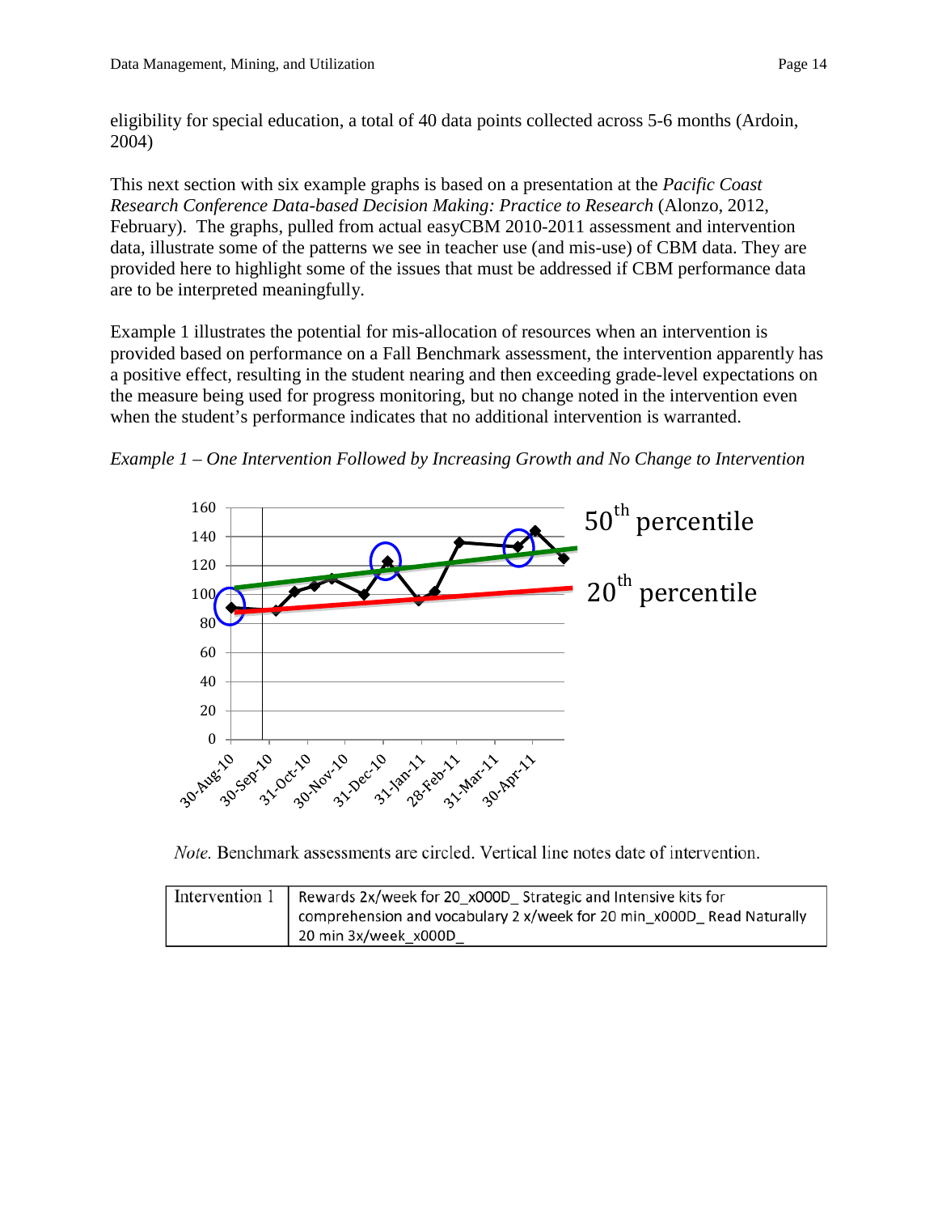eligibility for special education, a total of 40 data points collected across 5-6 months (Ardoin, 2004)

This next section with six example graphs is based on a presentation at the *Pacific Coast Research Conference Data-based Decision Making: Practice to Research* (Alonzo, 2012, February). The graphs, pulled from actual easyCBM 2010-2011 assessment and intervention data, illustrate some of the patterns we see in teacher use (and mis-use) of CBM data. They are provided here to highlight some of the issues that must be addressed if CBM performance data are to be interpreted meaningfully.

Example 1 illustrates the potential for mis-allocation of resources when an intervention is provided based on performance on a Fall Benchmark assessment, the intervention apparently has a positive effect, resulting in the student nearing and then exceeding grade-level expectations on the measure being used for progress monitoring, but no change noted in the intervention even when the student's performance indicates that no additional intervention is warranted.

*Example 1 – One Intervention Followed by Increasing Growth and No Change to Intervention*

*Note.* Benchmark assessments are circled. Vertical line notes date of intervention.

| Intervention 1 | Rewards 2x/week for 20_x000D_ Strategic and Intensive kits for comprehension and vocabulary 2 x/week for 20 min_x000D_ Read Naturally 20 min 3x/week_x000D_ |
|---|---|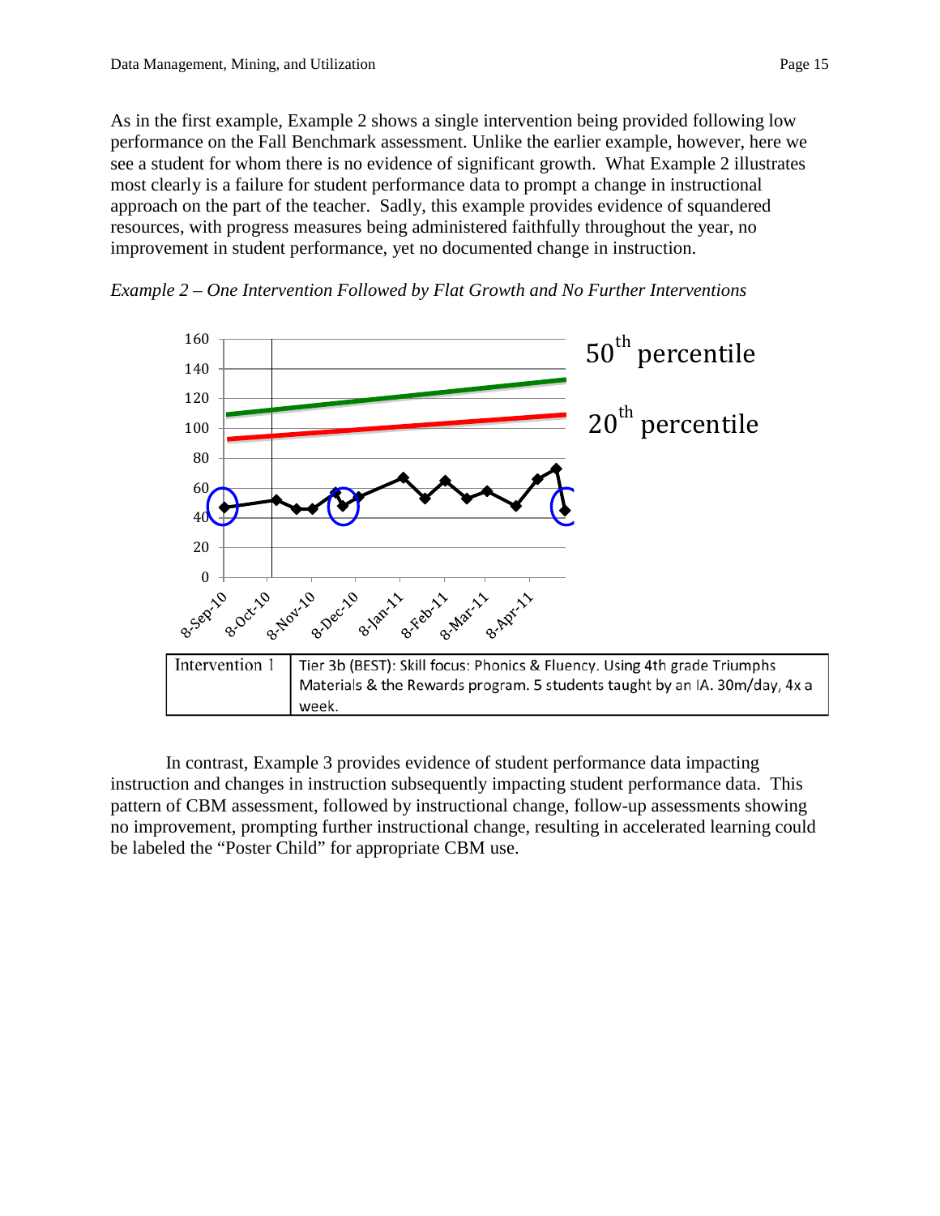As in the first example, Example 2 shows a single intervention being provided following low performance on the Fall Benchmark assessment. Unlike the earlier example, however, here we see a student for whom there is no evidence of significant growth. What Example 2 illustrates most clearly is a failure for student performance data to prompt a change in instructional approach on the part of the teacher. Sadly, this example provides evidence of squandered resources, with progress measures being administered faithfully throughout the year, no improvement in student performance, yet no documented change in instruction.

*Example 2 – One Intervention Followed by Flat Growth and No Further Interventions*

| Intervention 1 | Tier 3b (BEST): Skill focus: Phonics & Fluency. Using 4th grade Triumphs Materials & the Rewards program. 5 students taught by an IA. 30m/day, 4x a week. |
|---|---|

In contrast, Example 3 provides evidence of student performance data impacting instruction and changes in instruction subsequently impacting student performance data. This pattern of CBM assessment, followed by instructional change, follow-up assessments showing no improvement, prompting further instructional change, resulting in accelerated learning could be labeled the "Poster Child" for appropriate CBM use.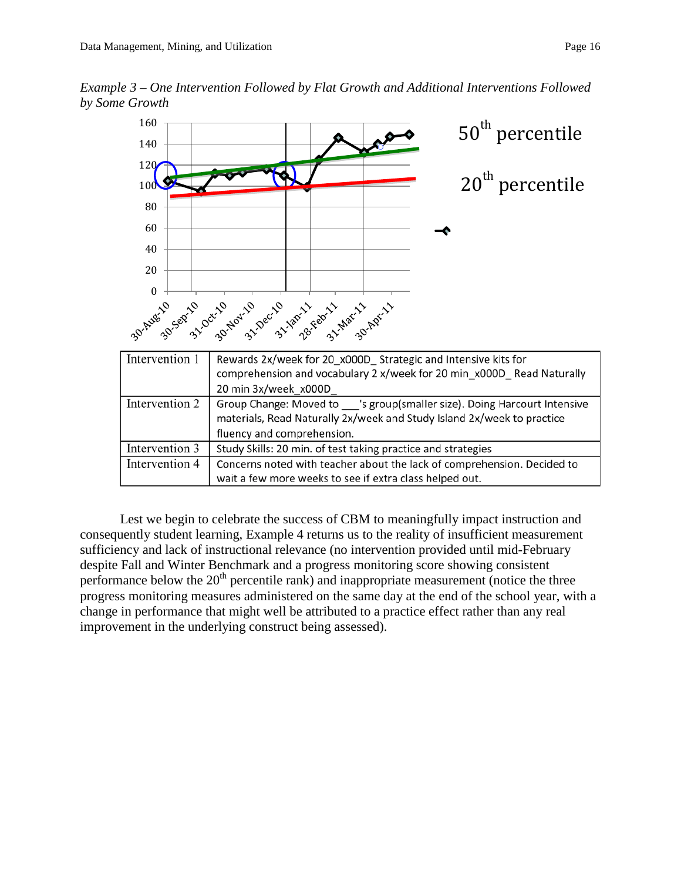*Example 3 – One Intervention Followed by Flat Growth and Additional Interventions Followed by Some Growth*

| Intervention 1 | Rewards 2x/week for 20_x000D_ Strategic and Intensive kits for comprehension and vocabulary 2 x/week for 20 min_x000D_ Read Naturally 20 min 3x/week_x000D_ |
|---|---|
| Intervention 2 | Group Change: Moved to ___'s group(smaller size). Doing Harcourt Intensive materials, Read Naturally 2x/week and Study Island 2x/week to practice fluency and comprehension. |
| Intervention 3 | Study Skills: 20 min. of test taking practice and strategies |
| Intervention 4 | Concerns noted with teacher about the lack of comprehension. Decided to wait a few more weeks to see if extra class helped out. |

Lest we begin to celebrate the success of CBM to meaningfully impact instruction and consequently student learning, Example 4 returns us to the reality of insufficient measurement sufficiency and lack of instructional relevance (no intervention provided until mid-February despite Fall and Winter Benchmark and a progress monitoring score showing consistent performance below the 20th percentile rank) and inappropriate measurement (notice the three progress monitoring measures administered on the same day at the end of the school year, with a change in performance that might well be attributed to a practice effect rather than any real improvement in the underlying construct being assessed).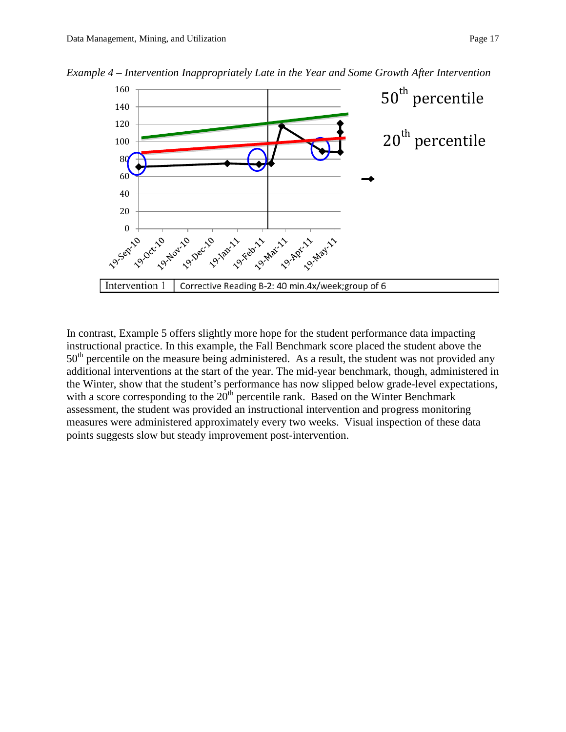*Example 4 – Intervention Inappropriately Late in the Year and Some Growth After Intervention*

| Intervention 1 | Corrective Reading B-2: 40 min.4x/week;group of 6 |
|---|---|

In contrast, Example 5 offers slightly more hope for the student performance data impacting instructional practice. In this example, the Fall Benchmark score placed the student above the 50th percentile on the measure being administered. As a result, the student was not provided any additional interventions at the start of the year. The mid-year benchmark, though, administered in the Winter, show that the student's performance has now slipped below grade-level expectations, with a score corresponding to the 20th percentile rank. Based on the Winter Benchmark assessment, the student was provided an instructional intervention and progress monitoring measures were administered approximately every two weeks. Visual inspection of these data points suggests slow but steady improvement post-intervention.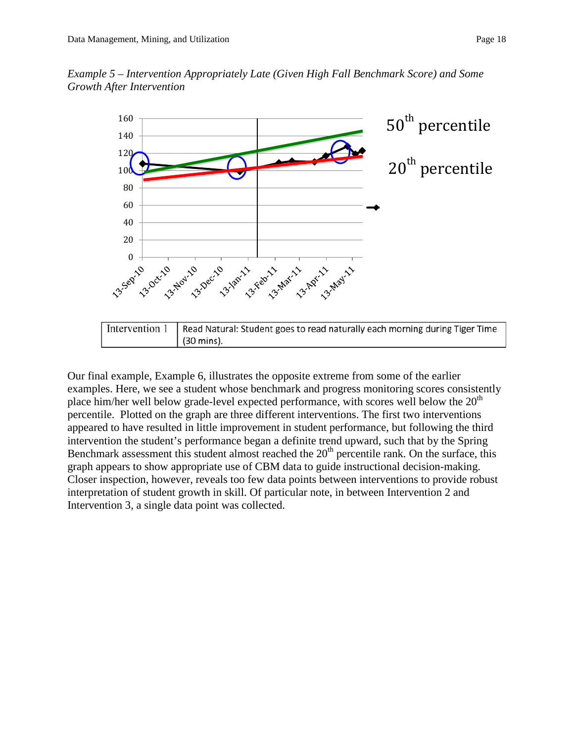*Example 5 – Intervention Appropriately Late (Given High Fall Benchmark Score) and Some Growth After Intervention*

| Intervention 1 | Read Natural: Student goes to read naturally each morning during Tiger Time (30 mins). |
|---|---|

Our final example, Example 6, illustrates the opposite extreme from some of the earlier examples. Here, we see a student whose benchmark and progress monitoring scores consistently place him/her well below grade-level expected performance, with scores well below the 20th percentile. Plotted on the graph are three different interventions. The first two interventions appeared to have resulted in little improvement in student performance, but following the third intervention the student's performance began a definite trend upward, such that by the Spring Benchmark assessment this student almost reached the 20th percentile rank. On the surface, this graph appears to show appropriate use of CBM data to guide instructional decision-making. Closer inspection, however, reveals too few data points between interventions to provide robust interpretation of student growth in skill. Of particular note, in between Intervention 2 and Intervention 3, a single data point was collected.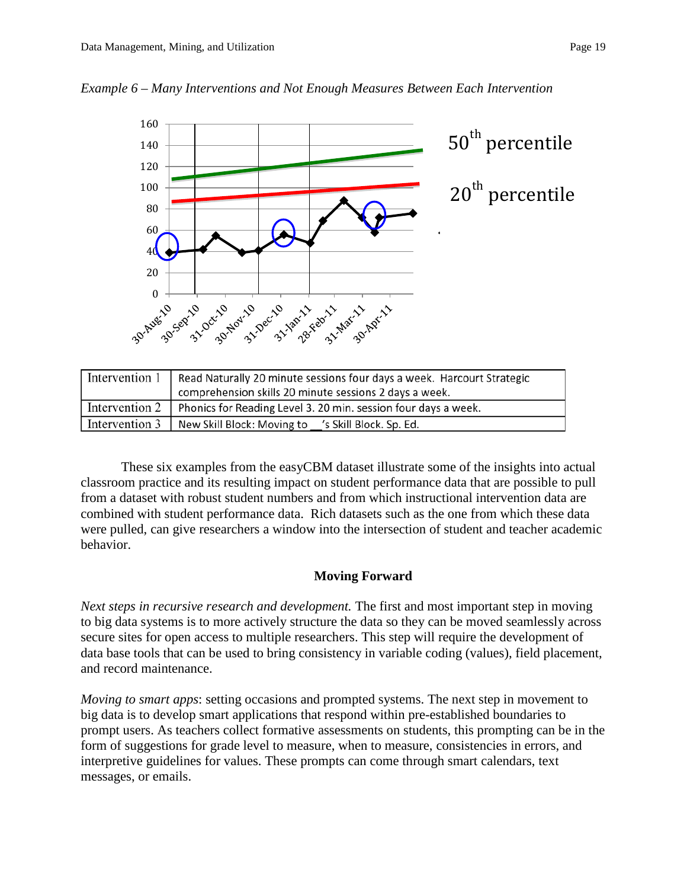*Example 6 – Many Interventions and Not Enough Measures Between Each Intervention*

| Intervention 1 | Read Naturally 20 minute sessions four days a week. Harcourt Strategic comprehension skills 20 minute sessions 2 days a week. |
|---|---|
| Intervention 2 | Phonics for Reading Level 3. 20 min. session four days a week. |
| Intervention 3 | New Skill Block: Moving to __'s Skill Block. Sp. Ed. |

These six examples from the easyCBM dataset illustrate some of the insights into actual classroom practice and its resulting impact on student performance data that are possible to pull from a dataset with robust student numbers and from which instructional intervention data are combined with student performance data. Rich datasets such as the one from which these data were pulled, can give researchers a window into the intersection of student and teacher academic behavior.

## Moving Forward

*Next steps in recursive research and development.* The first and most important step in moving to big data systems is to more actively structure the data so they can be moved seamlessly across secure sites for open access to multiple researchers. This step will require the development of data base tools that can be used to bring consistency in variable coding (values), field placement, and record maintenance.

*Moving to smart apps*: setting occasions and prompted systems. The next step in movement to big data is to develop smart applications that respond within pre-established boundaries to prompt users. As teachers collect formative assessments on students, this prompting can be in the form of suggestions for grade level to measure, when to measure, consistencies in errors, and interpretive guidelines for values. These prompts can come through smart calendars, text messages, or emails.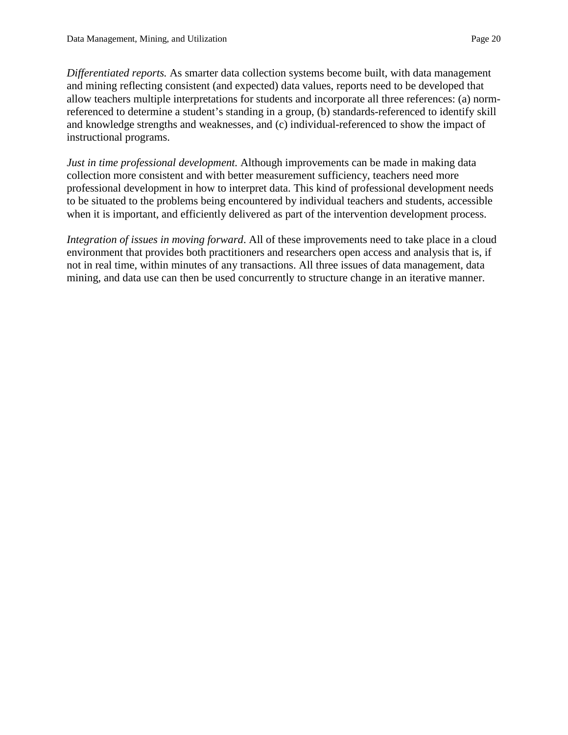*Differentiated reports.* As smarter data collection systems become built, with data management and mining reflecting consistent (and expected) data values, reports need to be developed that allow teachers multiple interpretations for students and incorporate all three references: (a) norm-referenced to determine a student's standing in a group, (b) standards-referenced to identify skill and knowledge strengths and weaknesses, and (c) individual-referenced to show the impact of instructional programs.

*Just in time professional development.* Although improvements can be made in making data collection more consistent and with better measurement sufficiency, teachers need more professional development in how to interpret data. This kind of professional development needs to be situated to the problems being encountered by individual teachers and students, accessible when it is important, and efficiently delivered as part of the intervention development process.

*Integration of issues in moving forward*. All of these improvements need to take place in a cloud environment that provides both practitioners and researchers open access and analysis that is, if not in real time, within minutes of any transactions. All three issues of data management, data mining, and data use can then be used concurrently to structure change in an iterative manner.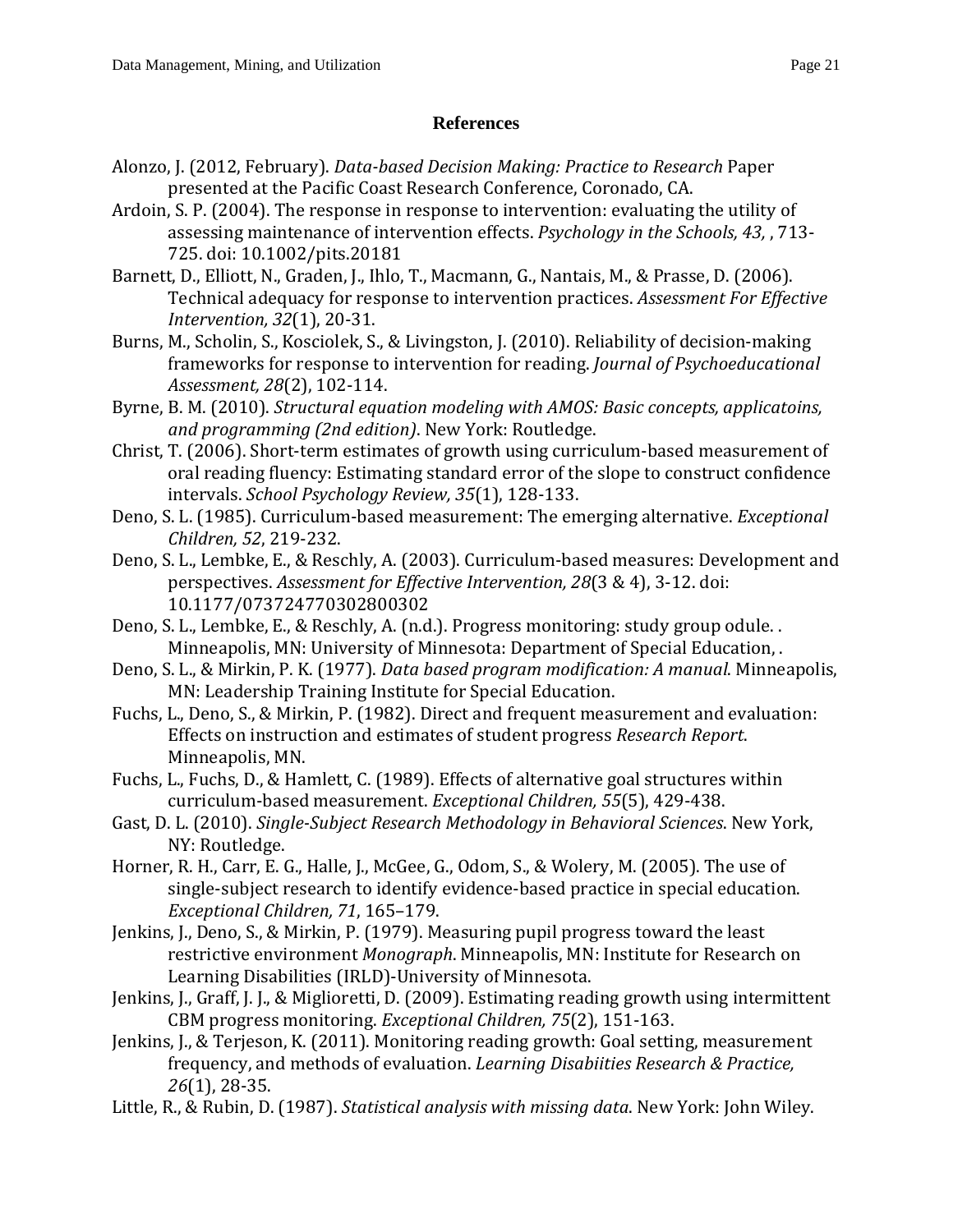## References

Alonzo, J. (2012, February). *Data-based Decision Making: Practice to Research* Paper presented at the Pacific Coast Research Conference, Coronado, CA.

Ardoin, S. P. (2004). The response in response to intervention: evaluating the utility of assessing maintenance of intervention effects. *Psychology in the Schools, 43,* , 713-725. doi: 10.1002/pits.20181

Barnett, D., Elliott, N., Graden, J., Ihlo, T., Macmann, G., Nantais, M., & Prasse, D. (2006). Technical adequacy for response to intervention practices. *Assessment For Effective Intervention, 32*(1), 20-31.

Burns, M., Scholin, S., Kosciolek, S., & Livingston, J. (2010). Reliability of decision-making frameworks for response to intervention for reading. *Journal of Psychoeducational Assessment, 28*(2), 102-114.

Byrne, B. M. (2010). *Structural equation modeling with AMOS: Basic concepts, applicatoins, and programming (2nd edition)*. New York: Routledge.

Christ, T. (2006). Short-term estimates of growth using curriculum-based measurement of oral reading fluency: Estimating standard error of the slope to construct confidence intervals. *School Psychology Review, 35*(1), 128-133.

Deno, S. L. (1985). Curriculum-based measurement: The emerging alternative. *Exceptional Children, 52*, 219-232.

Deno, S. L., Lembke, E., & Reschly, A. (2003). Curriculum-based measures: Development and perspectives. *Assessment for Effective Intervention, 28*(3 & 4), 3-12. doi: 10.1177/073724770302800302

Deno, S. L., Lembke, E., & Reschly, A. (n.d.). Progress monitoring: study group odule. . Minneapolis, MN: University of Minnesota: Department of Special Education, .

Deno, S. L., & Mirkin, P. K. (1977). *Data based program modification: A manual*. Minneapolis, MN: Leadership Training Institute for Special Education.

Fuchs, L., Deno, S., & Mirkin, P. (1982). Direct and frequent measurement and evaluation: Effects on instruction and estimates of student progress *Research Report*. Minneapolis, MN.

Fuchs, L., Fuchs, D., & Hamlett, C. (1989). Effects of alternative goal structures within curriculum-based measurement. *Exceptional Children, 55*(5), 429-438.

Gast, D. L. (2010). *Single-Subject Research Methodology in Behavioral Sciences*. New York, NY: Routledge.

Horner, R. H., Carr, E. G., Halle, J., McGee, G., Odom, S., & Wolery, M. (2005). The use of single-subject research to identify evidence-based practice in special education. *Exceptional Children, 71*, 165–179.

Jenkins, J., Deno, S., & Mirkin, P. (1979). Measuring pupil progress toward the least restrictive environment *Monograph*. Minneapolis, MN: Institute for Research on Learning Disabilities (IRLD)-University of Minnesota.

Jenkins, J., Graff, J. J., & Miglioretti, D. (2009). Estimating reading growth using intermittent CBM progress monitoring. *Exceptional Children, 75*(2), 151-163.

Jenkins, J., & Terjeson, K. (2011). Monitoring reading growth: Goal setting, measurement frequency, and methods of evaluation. *Learning Disabiities Research & Practice, 26*(1), 28-35.

Little, R., & Rubin, D. (1987). *Statistical analysis with missing data*. New York: John Wiley.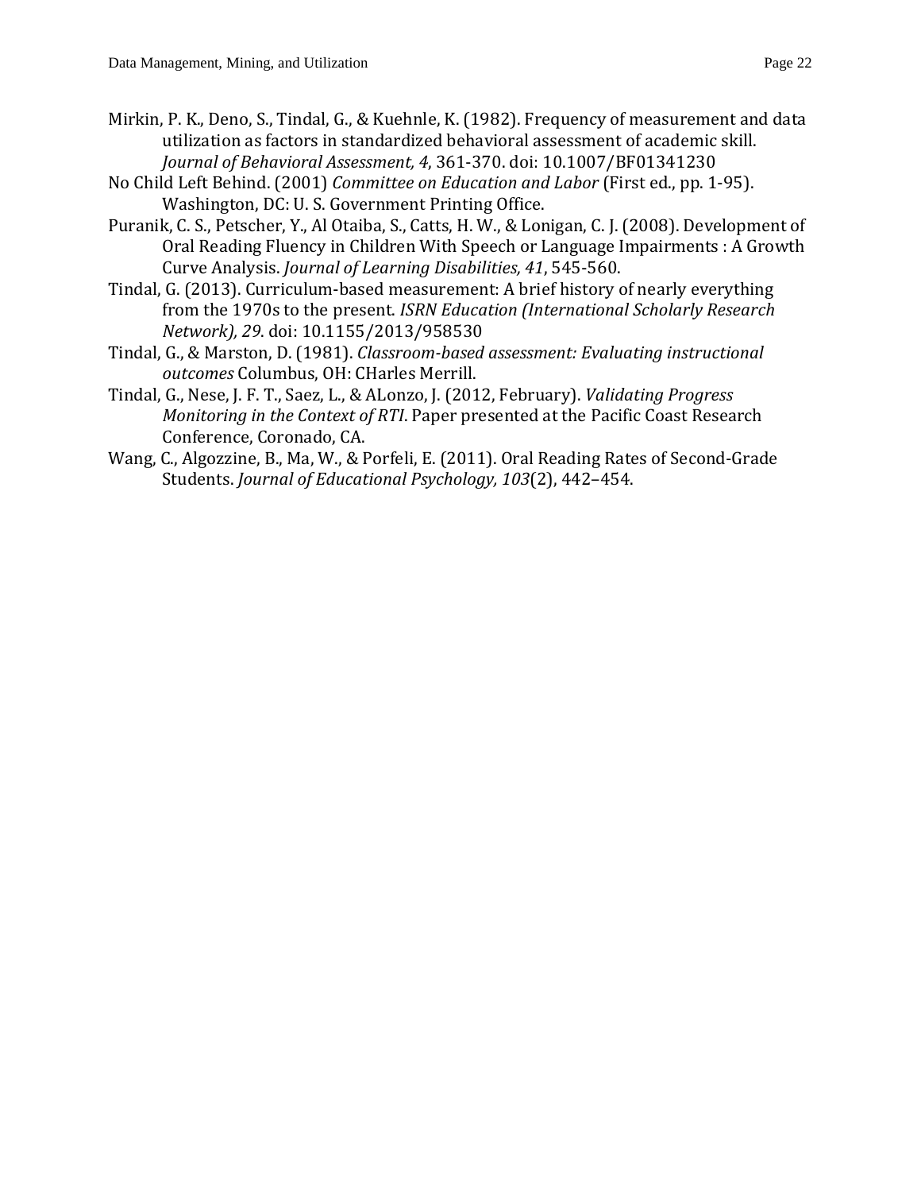Mirkin, P. K., Deno, S., Tindal, G., & Kuehnle, K. (1982). Frequency of measurement and data utilization as factors in standardized behavioral assessment of academic skill. *Journal of Behavioral Assessment, 4*, 361-370. doi: 10.1007/BF01341230

No Child Left Behind. (2001) *Committee on Education and Labor* (First ed., pp. 1-95). Washington, DC: U. S. Government Printing Office.

Puranik, C. S., Petscher, Y., Al Otaiba, S., Catts, H. W., & Lonigan, C. J. (2008). Development of Oral Reading Fluency in Children With Speech or Language Impairments : A Growth Curve Analysis. *Journal of Learning Disabilities, 41*, 545-560.

Tindal, G. (2013). Curriculum-based measurement: A brief history of nearly everything from the 1970s to the present. *ISRN Education (International Scholarly Research Network), 29*. doi: 10.1155/2013/958530

Tindal, G., & Marston, D. (1981). *Classroom-based assessment: Evaluating instructional outcomes* Columbus, OH: CHarles Merrill.

Tindal, G., Nese, J. F. T., Saez, L., & ALonzo, J. (2012, February). *Validating Progress Monitoring in the Context of RTI*. Paper presented at the Pacific Coast Research Conference, Coronado, CA.

Wang, C., Algozzine, B., Ma, W., & Porfeli, E. (2011). Oral Reading Rates of Second-Grade Students. *Journal of Educational Psychology, 103*(2), 442–454.